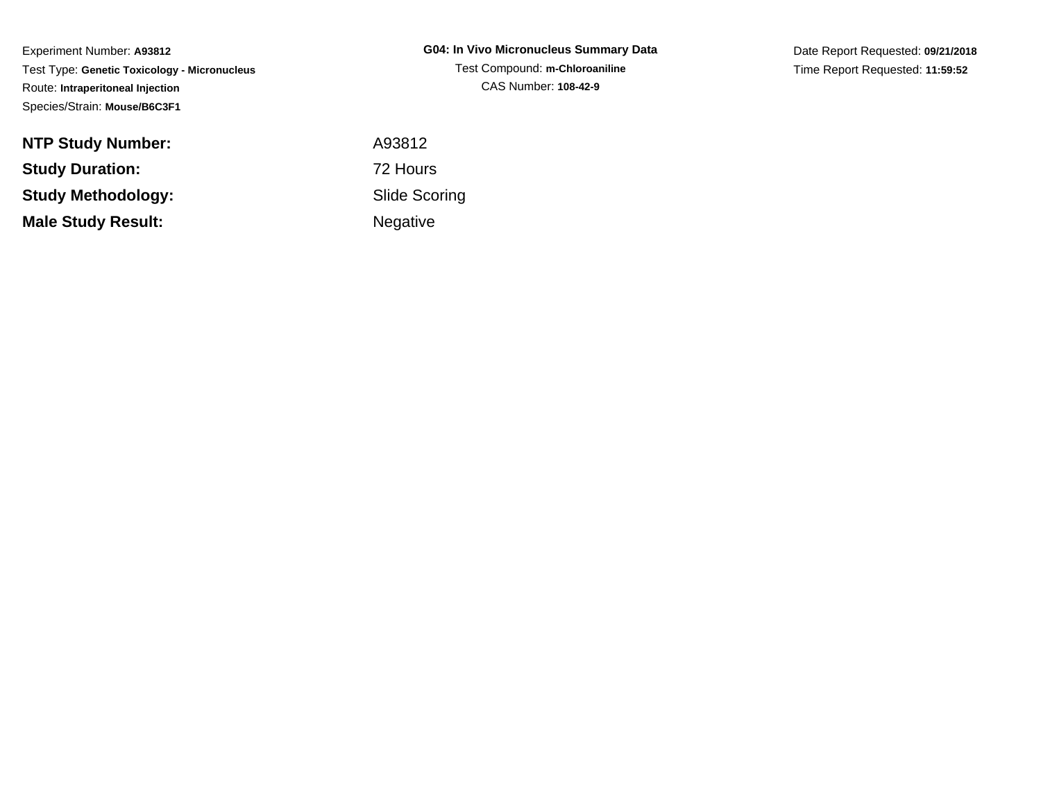Experiment Number: **A93812**
Test Type: **Genetic Toxicology - Micronucleus**
Route: **Intraperitoneal Injection**
Species/Strain: **Mouse/B6C3F1**

**G04: In Vivo Micronucleus Summary Data**
Test Compound: **m-Chloroaniline**
CAS Number: **108-42-9**

Date Report Requested: **09/21/2018**
Time Report Requested: **11:59:52**

| | |
|---|---|
| **NTP Study Number:** | A93812 |
| **Study Duration:** | 72 Hours |
| **Study Methodology:** | Slide Scoring |
| **Male Study Result:** | Negative |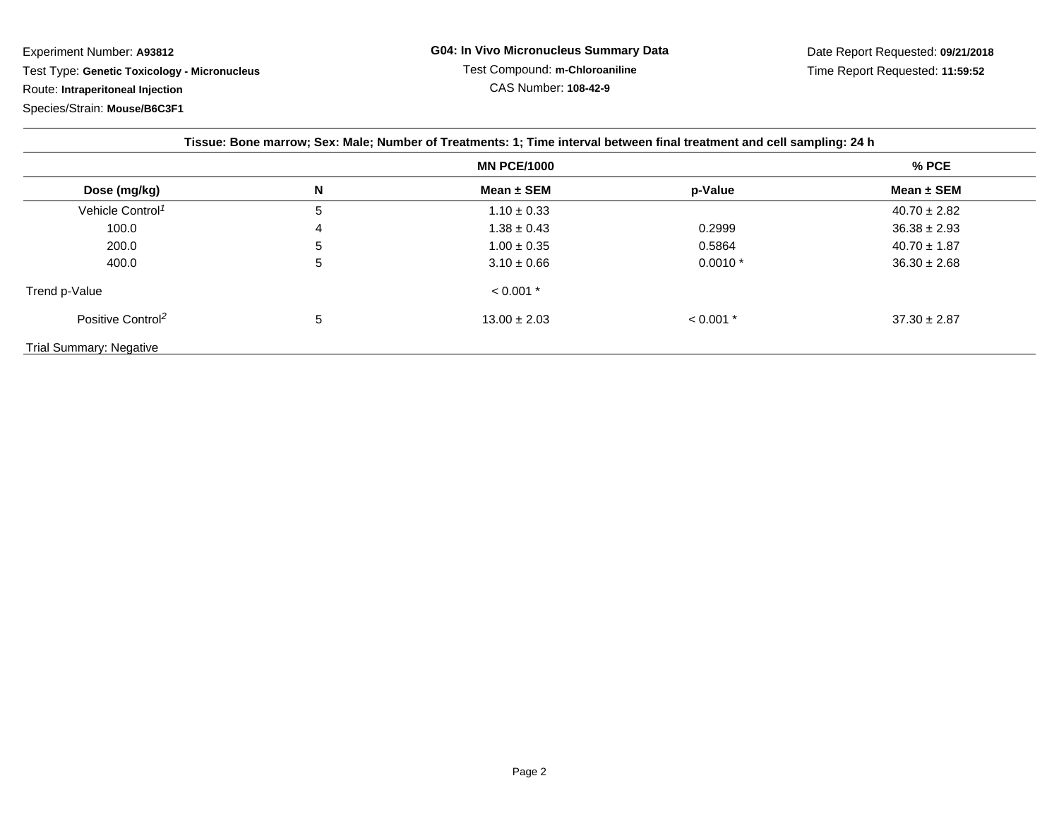Experiment Number: **A93812**

Test Type: **Genetic Toxicology - Micronucleus**

Route: **Intraperitoneal Injection**

Species/Strain: **Mouse/B6C3F1**

**G04: In Vivo Micronucleus Summary Data**

Test Compound: **m-Chloroaniline**

CAS Number: **108-42-9**

Date Report Requested: **09/21/2018**

Time Report Requested: **11:59:52**

**Tissue: Bone marrow; Sex: Male; Number of Treatments: 1; Time interval between final treatment and cell sampling: 24 h**

| | | MN PCE/1000 | | % PCE |
|---|---|---|---|---|
| **Dose (mg/kg)** | **N** | **Mean ± SEM** | **p-Value** | **Mean ± SEM** |
| Vehicle Control[1] | 5 | 1.10 ± 0.33 | | 40.70 ± 2.82 |
| 100.0 | 4 | 1.38 ± 0.43 | 0.2999 | 36.38 ± 2.93 |
| 200.0 | 5 | 1.00 ± 0.35 | 0.5864 | 40.70 ± 1.87 |
| 400.0 | 5 | 3.10 ± 0.66 | 0.0010 * | 36.30 ± 2.68 |
| Trend p-Value | | < 0.001 * | | |
| Positive Control[2] | 5 | 13.00 ± 2.03 | < 0.001 * | 37.30 ± 2.87 |

Trial Summary: Negative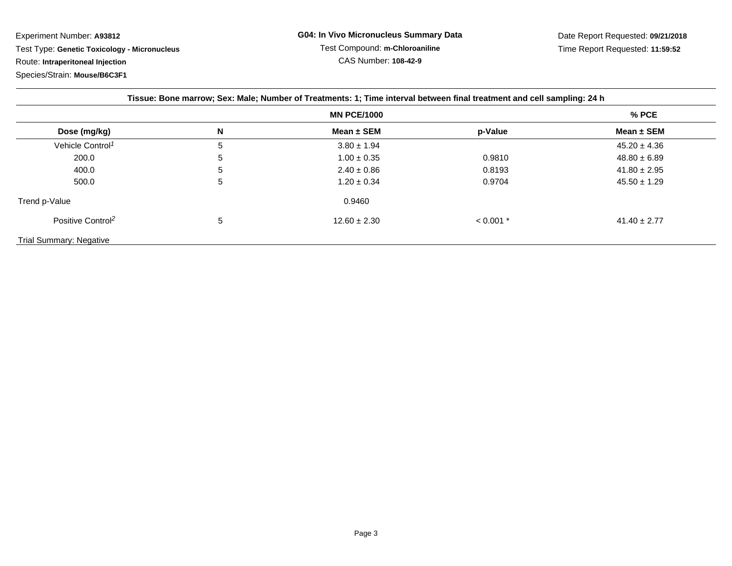Experiment Number: **A93812**

Test Type: **Genetic Toxicology - Micronucleus**

Route: **Intraperitoneal Injection**

Species/Strain: **Mouse/B6C3F1**

**G04: In Vivo Micronucleus Summary Data**

Test Compound: **m-Chloroaniline**

CAS Number: **108-42-9**

Date Report Requested: **09/21/2018**

Time Report Requested: **11:59:52**

**Tissue: Bone marrow; Sex: Male; Number of Treatments: 1; Time interval between final treatment and cell sampling: 24 h**

| | | MN PCE/1000 | | % PCE |
|---|---|---|---|---|
| **Dose (mg/kg)** | **N** | **Mean ± SEM** | **p-Value** | **Mean ± SEM** |
| Vehicle Control[1] | 5 | 3.80 ± 1.94 | | 45.20 ± 4.36 |
| 200.0 | 5 | 1.00 ± 0.35 | 0.9810 | 48.80 ± 6.89 |
| 400.0 | 5 | 2.40 ± 0.86 | 0.8193 | 41.80 ± 2.95 |
| 500.0 | 5 | 1.20 ± 0.34 | 0.9704 | 45.50 ± 1.29 |
| Trend p-Value | | 0.9460 | | |
| Positive Control[2] | 5 | 12.60 ± 2.30 | < 0.001 * | 41.40 ± 2.77 |

Trial Summary: Negative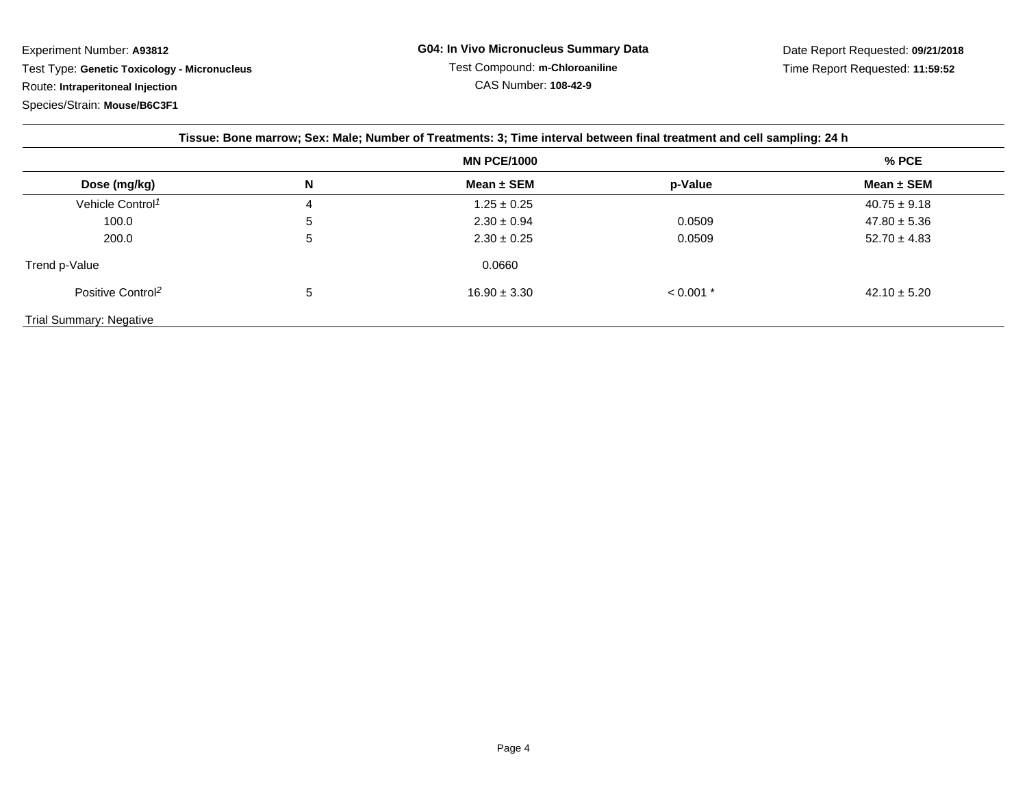Experiment Number: **A93812**

Test Type: **Genetic Toxicology - Micronucleus**

Route: **Intraperitoneal Injection**

Species/Strain: **Mouse/B6C3F1**

**G04: In Vivo Micronucleus Summary Data**

Test Compound: **m-Chloroaniline**

CAS Number: **108-42-9**

Date Report Requested: **09/21/2018**

Time Report Requested: **11:59:52**

**Tissue: Bone marrow; Sex: Male; Number of Treatments: 3; Time interval between final treatment and cell sampling: 24 h**

| | | MN PCE/1000 | | % PCE |
|---|---|---|---|---|
| **Dose (mg/kg)** | **N** | **Mean ± SEM** | **p-Value** | **Mean ± SEM** |
| Vehicle Control[1] | 4 | 1.25 ± 0.25 | | 40.75 ± 9.18 |
| 100.0 | 5 | 2.30 ± 0.94 | 0.0509 | 47.80 ± 5.36 |
| 200.0 | 5 | 2.30 ± 0.25 | 0.0509 | 52.70 ± 4.83 |
| Trend p-Value | | 0.0660 | | |
| Positive Control[2] | 5 | 16.90 ± 3.30 | < 0.001 * | 42.10 ± 5.20 |

Trial Summary: Negative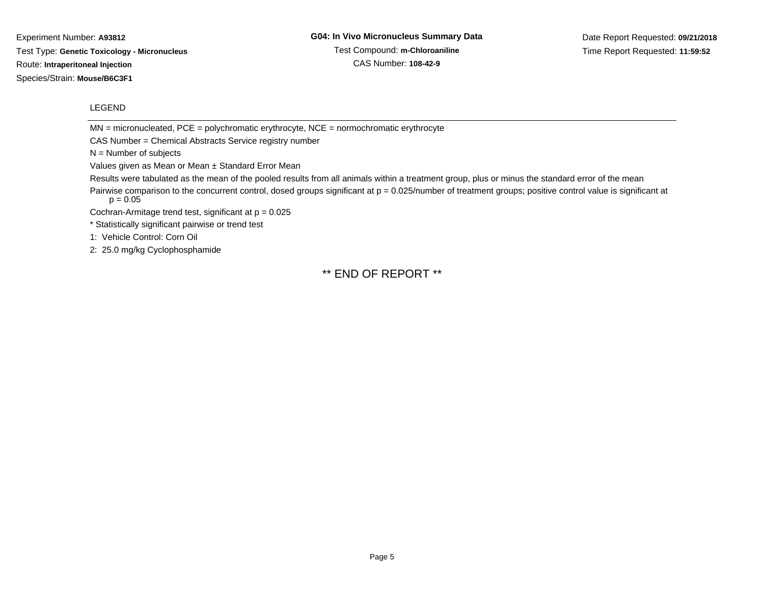Experiment Number: **A93812**

Test Type: **Genetic Toxicology - Micronucleus**

Route: **Intraperitoneal Injection**

Species/Strain: **Mouse/B6C3F1**

**G04: In Vivo Micronucleus Summary Data**

Test Compound: **m-Chloroaniline**

CAS Number: **108-42-9**

Date Report Requested: **09/21/2018**

Time Report Requested: **11:59:52**

LEGEND

MN = micronucleated, PCE = polychromatic erythrocyte, NCE = normochromatic erythrocyte

CAS Number = Chemical Abstracts Service registry number

N = Number of subjects

Values given as Mean or Mean ± Standard Error Mean

Results were tabulated as the mean of the pooled results from all animals within a treatment group, plus or minus the standard error of the mean

Pairwise comparison to the concurrent control, dosed groups significant at p = 0.025/number of treatment groups; positive control value is significant at p = 0.05

Cochran-Armitage trend test, significant at p = 0.025

* Statistically significant pairwise or trend test

1: Vehicle Control: Corn Oil

2: 25.0 mg/kg Cyclophosphamide

** END OF REPORT **